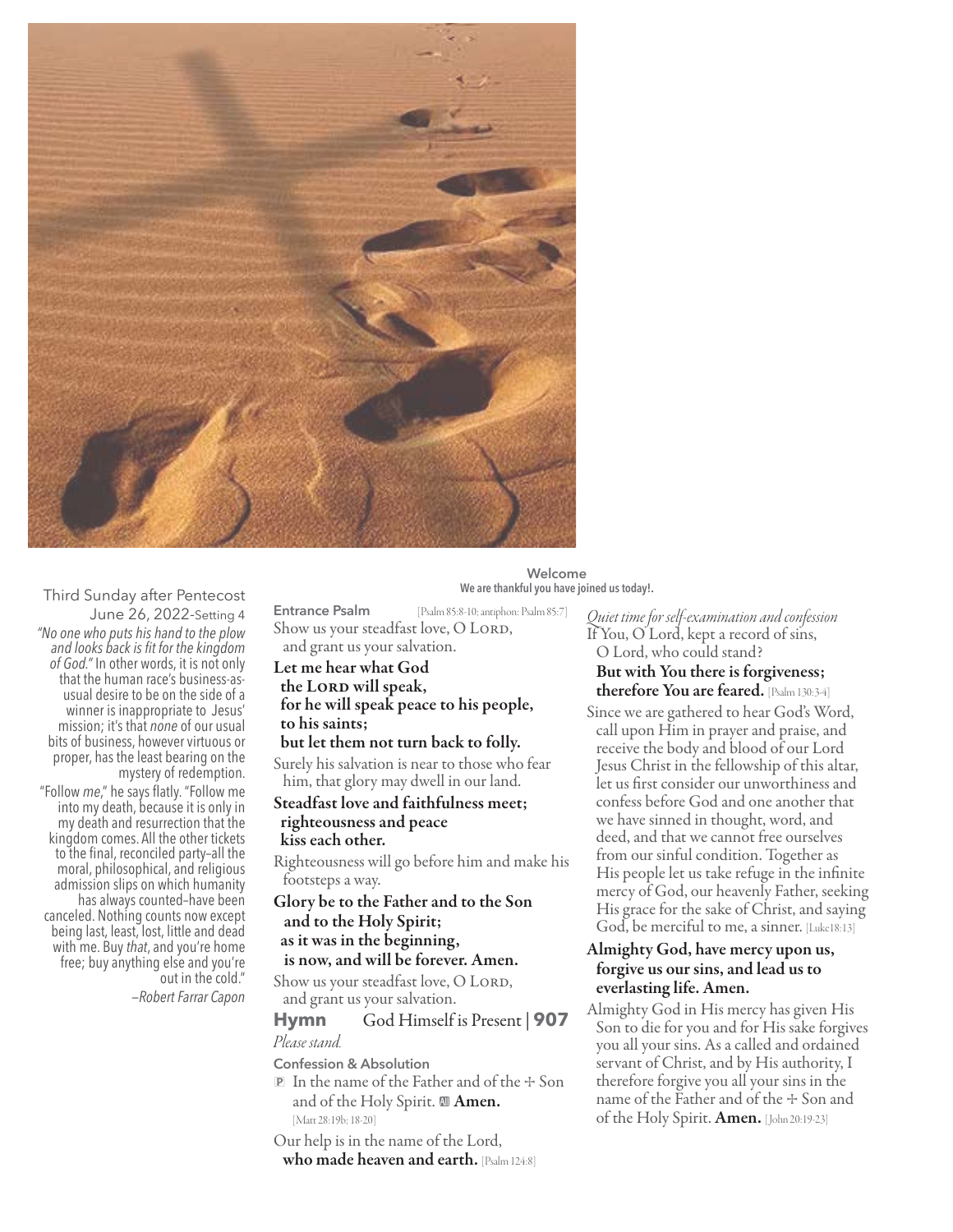Third Sunday after Pentecost
June 26, 2022-Setting 4

*"No one who puts his hand to the plow and looks back is fit for the kingdom of God."* In other words, it is not only that the human race's business-as-usual desire to be on the side of a winner is inappropriate to Jesus' mission; it's that *none* of our usual bits of business, however virtuous or proper, has the least bearing on the mystery of redemption.

"Follow *me*," he says flatly. "Follow me into my death, because it is only in my death and resurrection that the kingdom comes. All the other tickets to the final, reconciled party–all the moral, philosophical, and religious admission slips on which humanity has always counted–have been canceled. Nothing counts now except being last, least, lost, little and dead with me. Buy *that*, and you're home free; buy anything else and you're out in the cold."

*–Robert Farrar Capon*

**Welcome**
**We are thankful you have joined us today!.**

**Entrance Psalm** [Psalm 85:8-10; antiphon: Psalm 85:7]

Show us your steadfast love, O LORD,
and grant us your salvation.

**Let me hear what God the LORD will speak,**
**for he will speak peace to his people, to his saints;**
**but let them not turn back to folly.**

Surely his salvation is near to those who fear him, that glory may dwell in our land.

**Steadfast love and faithfulness meet; righteousness and peace kiss each other.**

Righteousness will go before him and make his footsteps a way.

**Glory be to the Father and to the Son and to the Holy Spirit;**
**as it was in the beginning,**
**is now, and will be forever. Amen.**

Show us your steadfast love, O LORD,
and grant us your salvation.

**Hymn** God Himself is Present | **907**

*Please stand.*

**Confession & Absolution**

P In the name of the Father and of the ✠ Son and of the Holy Spirit. C **Amen.** [Matt 28:19b; 18:20]

Our help is in the name of the Lord,
**who made heaven and earth.** [Psalm 124:8]

*Quiet time for self-examination and confession*

If You, O Lord, kept a record of sins,
O Lord, who could stand?
**But with You there is forgiveness;**
**therefore You are feared.** [Psalm 130:3-4]

Since we are gathered to hear God's Word, call upon Him in prayer and praise, and receive the body and blood of our Lord Jesus Christ in the fellowship of this altar, let us first consider our unworthiness and confess before God and one another that we have sinned in thought, word, and deed, and that we cannot free ourselves from our sinful condition. Together as His people let us take refuge in the infinite mercy of God, our heavenly Father, seeking His grace for the sake of Christ, and saying God, be merciful to me, a sinner. [Luke18:13]

**Almighty God, have mercy upon us, forgive us our sins, and lead us to everlasting life. Amen.**

Almighty God in His mercy has given His Son to die for you and for His sake forgives you all your sins. As a called and ordained servant of Christ, and by His authority, I therefore forgive you all your sins in the name of the Father and of the ✠ Son and of the Holy Spirit. **Amen.** [John 20:19-23]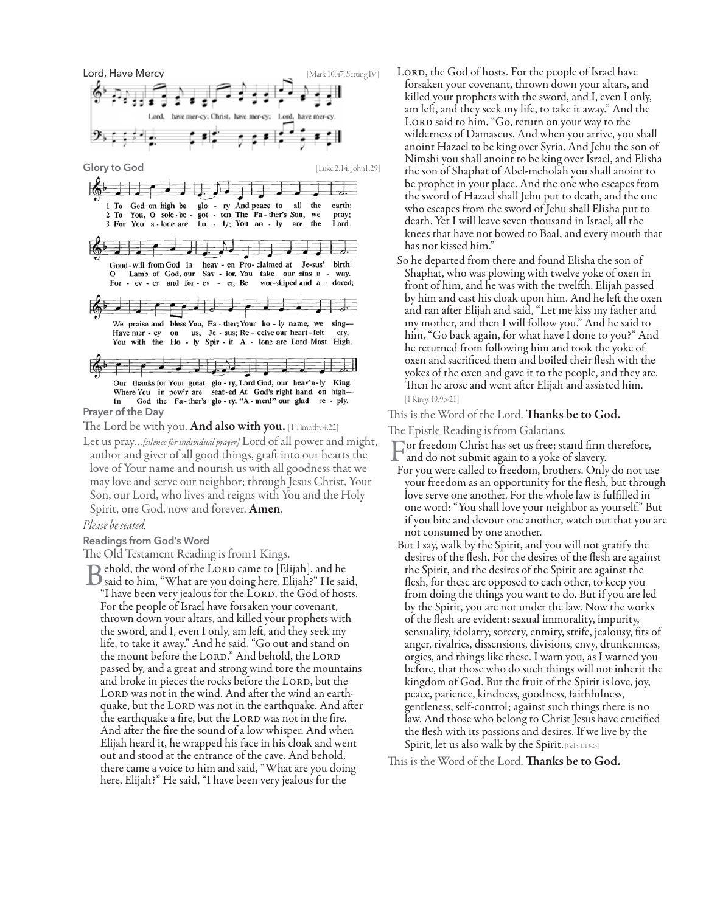## Lord, Have Mercy

[Mark 10:47, Setting IV]

Lord, have mercy; Christ, have mercy; Lord, have mercy.

## Glory to God

[Luke 2:14; John1:29]

1 To God on high be glory And peace to all the earth;
Good-will from God in heaven Proclaimed at Jesus' birth!
We praise and bless You, Father; Your holy name, we sing—
Our thanks for Your great glory, Lord God, our heav'nly King.

2 To You, O sole-begotten, The Father's Son, we pray;
O Lamb of God, our Savior, You take our sins away.
Have mercy on us, Jesus; Receive our heartfelt cry,
Where You in pow'r are seated At God's right hand on high—

3 For You alone are holy; You only are the Lord.
Forever and forever, Be worshiped and adored;
You with the Holy Spirit Alone are Lord Most High,
In God the Father's glory. "Amen!" our glad reply.

## Prayer of the Day

The Lord be with you. **And also with you.** [1 Timothy 4:22]

Let us pray…*[silence for individual prayer]* Lord of all power and might, author and giver of all good things, graft into our hearts the love of Your name and nourish us with all goodness that we may love and serve our neighbor; through Jesus Christ, Your Son, our Lord, who lives and reigns with You and the Holy Spirit, one God, now and forever. **Amen**.

*Please be seated.*

## Readings from God's Word

The Old Testament Reading is from1 Kings.

Behold, the word of the LORD came to [Elijah], and he said to him, "What are you doing here, Elijah?" He said, "I have been very jealous for the LORD, the God of hosts. For the people of Israel have forsaken your covenant, thrown down your altars, and killed your prophets with the sword, and I, even I only, am left, and they seek my life, to take it away." And he said, "Go out and stand on the mount before the LORD." And behold, the LORD passed by, and a great and strong wind tore the mountains and broke in pieces the rocks before the LORD, but the LORD was not in the wind. And after the wind an earthquake, but the LORD was not in the earthquake. And after the earthquake a fire, but the LORD was not in the fire. And after the fire the sound of a low whisper. And when Elijah heard it, he wrapped his face in his cloak and went out and stood at the entrance of the cave. And behold, there came a voice to him and said, "What are you doing here, Elijah?" He said, "I have been very jealous for the LORD, the God of hosts. For the people of Israel have forsaken your covenant, thrown down your altars, and killed your prophets with the sword, and I, even I only, am left, and they seek my life, to take it away." And the LORD said to him, "Go, return on your way to the wilderness of Damascus. And when you arrive, you shall anoint Hazael to be king over Syria. And Jehu the son of Nimshi you shall anoint to be king over Israel, and Elisha the son of Shaphat of Abel-meholah you shall anoint to be prophet in your place. And the one who escapes from the sword of Hazael shall Jehu put to death, and the one who escapes from the sword of Jehu shall Elisha put to death. Yet I will leave seven thousand in Israel, all the knees that have not bowed to Baal, and every mouth that has not kissed him."

So he departed from there and found Elisha the son of Shaphat, who was plowing with twelve yoke of oxen in front of him, and he was with the twelfth. Elijah passed by him and cast his cloak upon him. And he left the oxen and ran after Elijah and said, "Let me kiss my father and my mother, and then I will follow you." And he said to him, "Go back again, for what have I done to you?" And he returned from following him and took the yoke of oxen and sacrificed them and boiled their flesh with the yokes of the oxen and gave it to the people, and they ate. Then he arose and went after Elijah and assisted him. [1 Kings 19:9b-21]

This is the Word of the Lord. **Thanks be to God.**

The Epistle Reading is from Galatians.

For freedom Christ has set us free; stand firm therefore, and do not submit again to a yoke of slavery.

For you were called to freedom, brothers. Only do not use your freedom as an opportunity for the flesh, but through love serve one another. For the whole law is fulfilled in one word: "You shall love your neighbor as yourself." But if you bite and devour one another, watch out that you are not consumed by one another.

But I say, walk by the Spirit, and you will not gratify the desires of the flesh. For the desires of the flesh are against the Spirit, and the desires of the Spirit are against the flesh, for these are opposed to each other, to keep you from doing the things you want to do. But if you are led by the Spirit, you are not under the law. Now the works of the flesh are evident: sexual immorality, impurity, sensuality, idolatry, sorcery, enmity, strife, jealousy, fits of anger, rivalries, dissensions, divisions, envy, drunkenness, orgies, and things like these. I warn you, as I warned you before, that those who do such things will not inherit the kingdom of God. But the fruit of the Spirit is love, joy, peace, patience, kindness, goodness, faithfulness, gentleness, self-control; against such things there is no law. And those who belong to Christ Jesus have crucified the flesh with its passions and desires. If we live by the Spirit, let us also walk by the Spirit. [Gal 5:1, 13-25]

This is the Word of the Lord. **Thanks be to God.**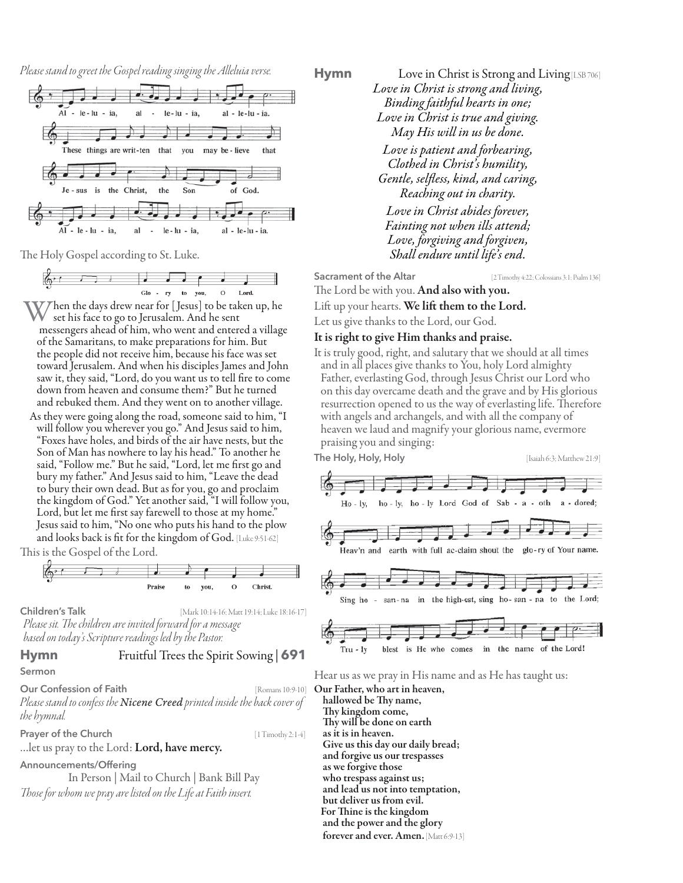*Please stand to greet the Gospel reading singing the Alleluia verse.*

Alleluia, alleluia, alleluia.
These things are written that you may believe that Jesus is the Christ, the Son of God.
Alleluia, alleluia, alleluia.

The Holy Gospel according to St. Luke.

Glory to you, O Lord.

When the days drew near for [Jesus] to be taken up, he set his face to go to Jerusalem. And he sent messengers ahead of him, who went and entered a village of the Samaritans, to make preparations for him. But the people did not receive him, because his face was set toward Jerusalem. And when his disciples James and John saw it, they said, "Lord, do you want us to tell fire to come down from heaven and consume them?" But he turned and rebuked them. And they went on to another village.

As they were going along the road, someone said to him, "I will follow you wherever you go." And Jesus said to him, "Foxes have holes, and birds of the air have nests, but the Son of Man has nowhere to lay his head." To another he said, "Follow me." But he said, "Lord, let me first go and bury my father." And Jesus said to him, "Leave the dead to bury their own dead. But as for you, go and proclaim the kingdom of God." Yet another said, "I will follow you, Lord, but let me first say farewell to those at my home." Jesus said to him, "No one who puts his hand to the plow and looks back is fit for the kingdom of God. [Luke 9:51-62]

This is the Gospel of the Lord.

Praise to you, O Christ.

**Children's Talk** [Mark 10:14-16; Matt 19:14; Luke 18:16-17]

*Please sit. The children are invited forward for a message based on today's Scripture readings led by the Pastor.*

## Hymn Fruitful Trees the Spirit Sowing | 691

**Sermon**

**Our Confession of Faith** [Romans 10:9-10]

*Please stand to confess the* ***Nicene Creed*** *printed inside the back cover of the hymnal.*

**Prayer of the Church** [1 Timothy 2:1-4]

...let us pray to the Lord: **Lord, have mercy.**

**Announcements/Offering**

In Person | Mail to Church | Bank Bill Pay

*Those for whom we pray are listed on the Life at Faith insert.*

## Hymn Love in Christ is Strong and Living [LSB 706]

*Love in Christ is strong and living,*
*Binding faithful hearts in one;*
*Love in Christ is true and giving.*
*May His will in us be done.*

*Love is patient and forbearing,*
*Clothed in Christ's humility,*
*Gentle, selfless, kind, and caring,*
*Reaching out in charity.*

*Love in Christ abides forever,*
*Fainting not when ills attend;*
*Love, forgiving and forgiven,*
*Shall endure until life's end.*

**Sacrament of the Altar** [2 Timothy 4:22; Colossians 3:1; Psalm 136]

The Lord be with you. **And also with you.**

Lift up your hearts. **We lift them to the Lord.**

Let us give thanks to the Lord, our God.

**It is right to give Him thanks and praise.**

It is truly good, right, and salutary that we should at all times and in all places give thanks to You, holy Lord almighty Father, everlasting God, through Jesus Christ our Lord who on this day overcame death and the grave and by His glorious resurrection opened to us the way of everlasting life. Therefore with angels and archangels, and with all the company of heaven we laud and magnify your glorious name, evermore praising you and singing:

**The Holy, Holy, Holy** [Isaiah 6:3; Matthew 21:9]

Holy, holy, holy Lord God of Sabaoth adored;
Heav'n and earth with full acclaim shout the glory of Your name.
Sing hosanna in the highest, sing hosanna to the Lord;
Truly blest is He who comes in the name of the Lord!

Hear us as we pray in His name and as He has taught us:

**Our Father, who art in heaven,**
**hallowed be Thy name,**
**Thy kingdom come,**
**Thy will be done on earth**
**as it is in heaven.**
**Give us this day our daily bread;**
**and forgive us our trespasses**
**as we forgive those**
**who trespass against us;**
**and lead us not into temptation,**
**but deliver us from evil.**
**For Thine is the kingdom**
**and the power and the glory**
**forever and ever. Amen.** [Matt 6:9-13]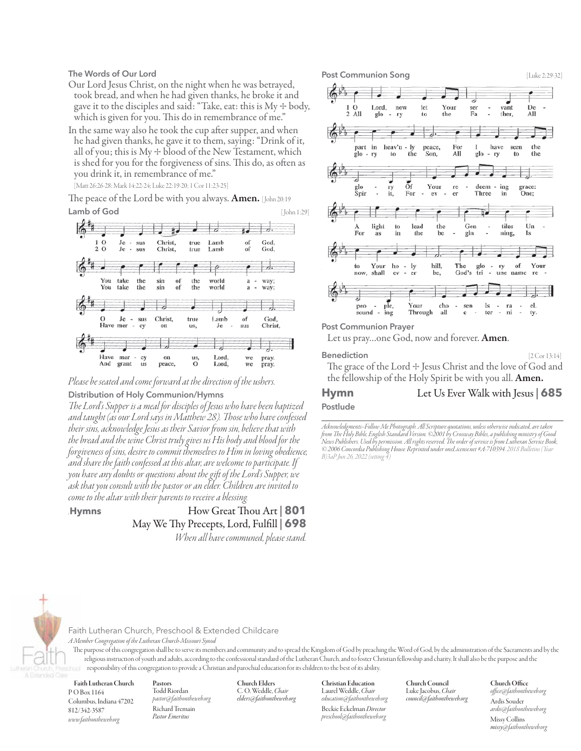### The Words of Our Lord

Our Lord Jesus Christ, on the night when he was betrayed, took bread, and when he had given thanks, he broke it and gave it to the disciples and said: "Take, eat: this is My ☩ body, which is given for you. This do in remembrance of me."

In the same way also he took the cup after supper, and when he had given thanks, he gave it to them, saying: "Drink of it, all of you; this is My ☩ blood of the New Testament, which is shed for you for the forgiveness of sins. This do, as often as you drink it, in remembrance of me."

[Matt 26:26-28; Mark 14:22-24; Luke 22:19-20; 1 Cor 11:23-25]

The peace of the Lord be with you always. **Amen.** [John 20:19

### Lamb of God

[John 1:29]

1 O Jesus Christ, true Lamb of God,
You take the sin of the world away;
O Jesus Christ, true Lamb of God,
Have mercy on us, Lord, we pray.

2 O Jesus Christ, true Lamb of God,
You take the sin of the world away;
Have mercy on us, Jesus Christ,
And grant us peace, O Lord, we pray.

*Please be seated and come forward at the direction of the ushers.*

### Distribution of Holy Communion/Hymns

*The Lord's Supper is a meal for disciples of Jesus who have been baptized and taught (as our Lord says in Matthew 28). Those who have confessed their sins, acknowledge Jesus as their Savior from sin, believe that with the bread and the wine Christ truly gives us His body and blood for the forgiveness of sins, desire to commit themselves to Him in loving obedience, and share the faith confessed at this altar, are welcome to participate. If you have any doubts or questions about the gift of the Lord's Supper, we ask that you consult with the pastor or an elder. Children are invited to come to the altar with their parents to receive a blessing.*

**Hymns** How Great Thou Art | **801**
May We Thy Precepts, Lord, Fulfill | **698**

*When all have communed, please stand.*

### Post Communion Song

[Luke 2:29-32]

1 O Lord, now let Your servant Depart in heav'nly peace, For I have seen the glory Of Your redeeming grace: A light to lead the Gentiles Unto Your holy hill, The glory of Your people, Your chosen Israel.

2 All glory to the Father, All glory to the Son, All glory to the Spirit, Forever Three in One; For as in the beginning, Is now, shall ever be, God's triune name resounding Through all eternity.

### Post Communion Prayer

Let us pray…one God, now and forever. **Amen**.

### Benediction

[2 Cor 13:14]

The grace of the Lord ☩ Jesus Christ and the love of God and the fellowship of the Holy Spirit be with you all. **Amen.**

**Hymn** Let Us Ever Walk with Jesus | **685**

### Postlude

*Acknowledgments–Follow Me Photograph. All Scripture quotations, unless otherwise indicated, are taken from The Holy Bible, English Standard Version. ©2001 by Crossway Bibles, a publishing ministry of Good News Publishers. Used by permission. All rights reserved. The order of service is from Lutheran Service Book, © 2006 Concordia Publishing House. Reprinted under oneLicense.net #A-710394. 2018 Bulletins (Year B)3aP Jun 26, 2022 (setting 4)*

---

Faith Lutheran Church, Preschool & Extended Childcare

*A Member Congregation of the Lutheran Church-Missouri Synod*

The purpose of this congregation shall be to serve its members and community and to spread the Kingdom of God by preaching the Word of God, by the administration of the Sacraments and by the religious instruction of youth and adults, according to the confessional standard of the Lutheran Church, and to foster Christian fellowship and charity. It shall also be the purpose and the responsibility of this congregation to provide a Christian and parochial education for its children to the best of its ability.

**Faith Lutheran Church**
P O Box 1164
Columbus, Indiana 47202
812/342-3587
*www.faithontheweb.org*

**Pastors**
Todd Riordan
*pastor@faithontheweb.org*
Richard Tremain
*Pastor Emeritus*

**Church Elders**
C. O. Weddle, *Chair*
*elders@faithontheweb.org*

**Christian Education**
Laurel Weddle, *Chair*
*education@faithontheweb.org*
Beckie Eckelman *Director*
*preschool@faithontheweb.org*

**Church Council**
Luke Jacobus, *Chair*
*council@faithontheweb.org*

**Church Office**
*office@faithontheweb.org*
Ardis Souder
*ardis@faithontheweb.org*
Missy Collins
*missy@faithontheweb.org*